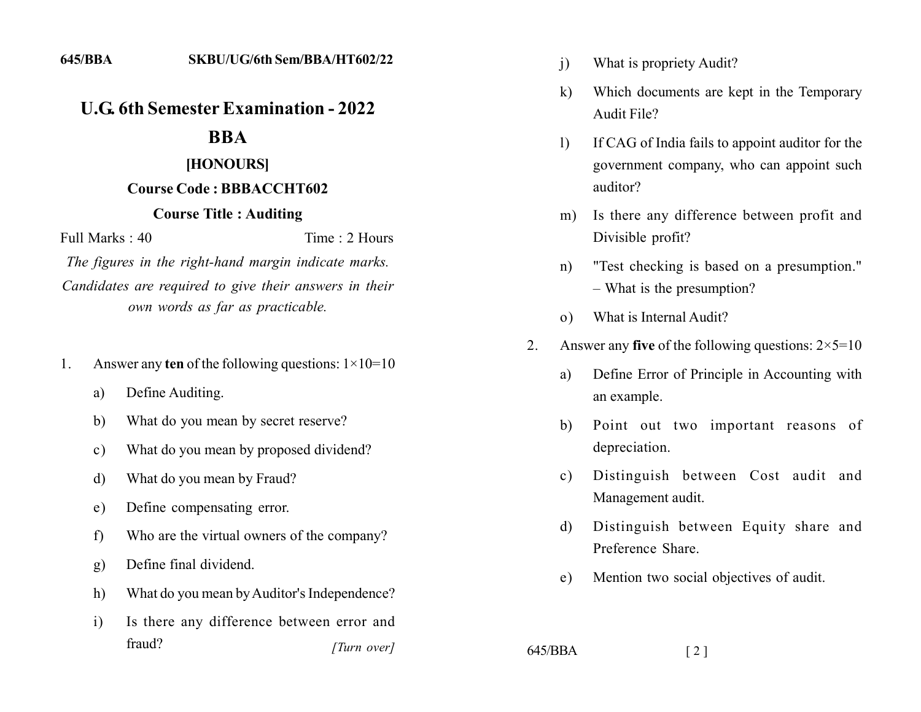645/BBA SKBU/UG/6th Sem/BBA/HT602/22

# U.G. 6th Semester Examination - 2022

## BBA

### [HONOURS]

**Course Code : BBBACCHT602**

**Course Title : Auditing**

Full Marks : 40 Time : 2 Hours

*The figures in the right-hand margin indicate marks.*

*Candidates are required to give their answers in their own words as far as practicable.*

1. Answer any **ten** of the following questions: 1×10=10

   a) Define Auditing.

   b) What do you mean by secret reserve?

   c) What do you mean by proposed dividend?

   d) What do you mean by Fraud?

   e) Define compensating error.

   f) Who are the virtual owners of the company?

   g) Define final dividend.

   h) What do you mean by Auditor's Independence?

   i) Is there any difference between error and fraud?

   j) What is propriety Audit?

   k) Which documents are kept in the Temporary Audit File?

   l) If CAG of India fails to appoint auditor for the government company, who can appoint such auditor?

   m) Is there any difference between profit and Divisible profit?

   n) "Test checking is based on a presumption." – What is the presumption?

   o) What is Internal Audit?

2. Answer any **five** of the following questions: 2×5=10

   a) Define Error of Principle in Accounting with an example.

   b) Point out two important reasons of depreciation.

   c) Distinguish between Cost audit and Management audit.

   d) Distinguish between Equity share and Preference Share.

   e) Mention two social objectives of audit.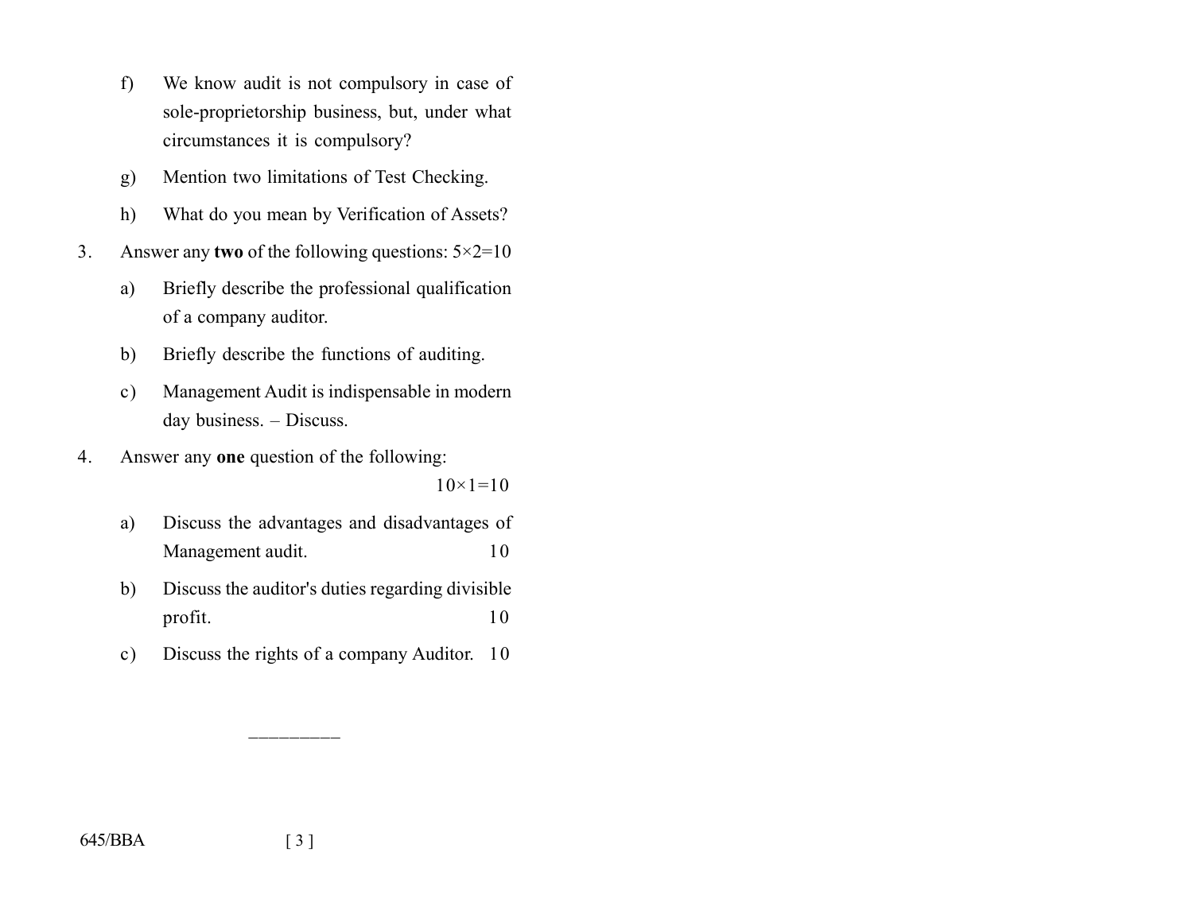f) We know audit is not compulsory in case of sole-proprietorship business, but, under what circumstances it is compulsory?

g) Mention two limitations of Test Checking.

h) What do you mean by Verification of Assets?

3. Answer any **two** of the following questions: 5×2=10

a) Briefly describe the professional qualification of a company auditor.

b) Briefly describe the functions of auditing.

c) Management Audit is indispensable in modern day business. – Discuss.

4. Answer any **one** question of the following: 10×1=10

a) Discuss the advantages and disadvantages of Management audit. 10

b) Discuss the auditor's duties regarding divisible profit. 10

c) Discuss the rights of a company Auditor. 10

_________

645/BBA